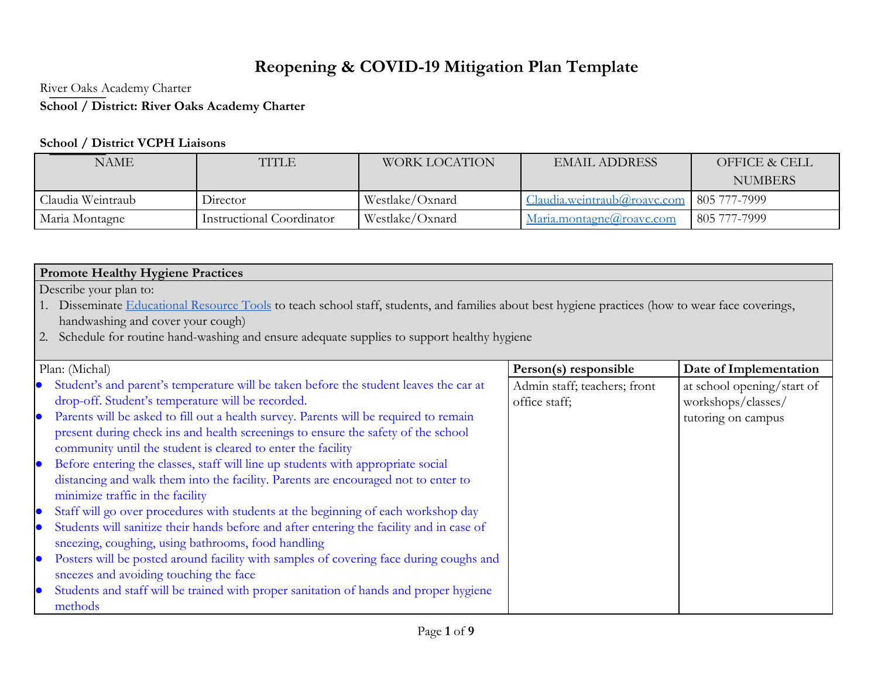# Reopening & COVID-19 Mitigation Plan Template

River Oaks Academy Charter

**School / District: River Oaks Academy Charter**

**School / District VCPH Liaisons**

| NAME | TITLE | WORK LOCATION | EMAIL ADDRESS | OFFICE & CELL NUMBERS |
|---|---|---|---|---|
| Claudia Weintraub | Director | Westlake/Oxnard | Claudia.weintraub@roavc.com | 805 777-7999 |
| Maria Montagne | Instructional Coordinator | Westlake/Oxnard | Maria.montagne@roavc.com | 805 777-7999 |

| **Promote Healthy Hygiene Practices** | | |
|---|---|---|
| Describe your plan to:<br>1. Disseminate Educational Resource Tools to teach school staff, students, and families about best hygiene practices (how to wear face coverings, handwashing and cover your cough)<br>2. Schedule for routine hand-washing and ensure adequate supplies to support healthy hygiene | | |
| Plan: (Michal) | **Person(s) responsible** | **Date of Implementation** |
| • Student's and parent's temperature will be taken before the student leaves the car at drop-off. Student's temperature will be recorded.<br>• Parents will be asked to fill out a health survey. Parents will be required to remain present during check ins and health screenings to ensure the safety of the school community until the student is cleared to enter the facility<br>• Before entering the classes, staff will line up students with appropriate social distancing and walk them into the facility. Parents are encouraged not to enter to minimize traffic in the facility<br>• Staff will go over procedures with students at the beginning of each workshop day<br>• Students will sanitize their hands before and after entering the facility and in case of sneezing, coughing, using bathrooms, food handling<br>• Posters will be posted around facility with samples of covering face during coughs and sneezes and avoiding touching the face<br>• Students and staff will be trained with proper sanitation of hands and proper hygiene methods | Admin staff; teachers; front office staff; | at school opening/start of workshops/classes/ tutoring on campus |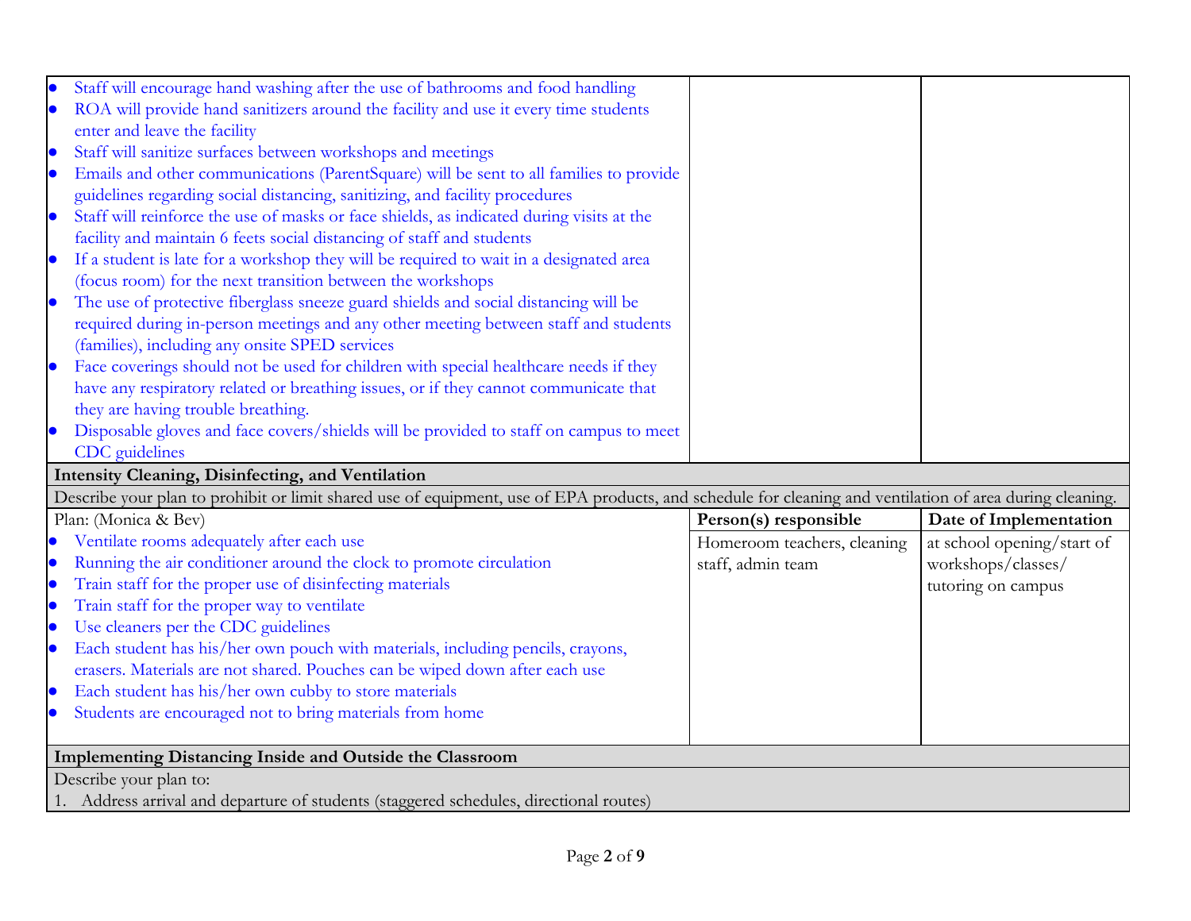| | | |
|---|---|---|
| • Staff will encourage hand washing after the use of bathrooms and food handling<br>• ROA will provide hand sanitizers around the facility and use it every time students enter and leave the facility<br>• Staff will sanitize surfaces between workshops and meetings<br>• Emails and other communications (ParentSquare) will be sent to all families to provide guidelines regarding social distancing, sanitizing, and facility procedures<br>• Staff will reinforce the use of masks or face shields, as indicated during visits at the facility and maintain 6 feets social distancing of staff and students<br>• If a student is late for a workshop they will be required to wait in a designated area (focus room) for the next transition between the workshops<br>• The use of protective fiberglass sneeze guard shields and social distancing will be required during in-person meetings and any other meeting between staff and students (families), including any onsite SPED services<br>• Face coverings should not be used for children with special healthcare needs if they have any respiratory related or breathing issues, or if they cannot communicate that they are having trouble breathing.<br>• Disposable gloves and face covers/shields will be provided to staff on campus to meet CDC guidelines | | |
| **Intensity Cleaning, Disinfecting, and Ventilation** | | |
| Describe your plan to prohibit or limit shared use of equipment, use of EPA products, and schedule for cleaning and ventilation of area during cleaning. | | |
| Plan: (Monica & Bev) | **Person(s) responsible** | **Date of Implementation** |
| • Ventilate rooms adequately after each use<br>• Running the air conditioner around the clock to promote circulation<br>• Train staff for the proper use of disinfecting materials<br>• Train staff for the proper way to ventilate<br>• Use cleaners per the CDC guidelines<br>• Each student has his/her own pouch with materials, including pencils, crayons, erasers. Materials are not shared. Pouches can be wiped down after each use<br>• Each student has his/her own cubby to store materials<br>• Students are encouraged not to bring materials from home | Homeroom teachers, cleaning staff, admin team | at school opening/start of workshops/classes/ tutoring on campus |
| **Implementing Distancing Inside and Outside the Classroom** | | |
| Describe your plan to:<br>1. Address arrival and departure of students (staggered schedules, directional routes) | | |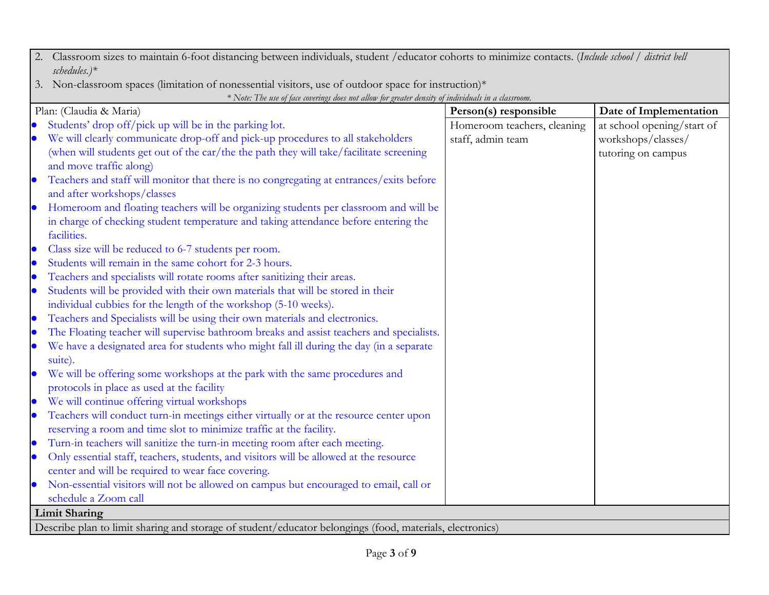2. Classroom sizes to maintain 6-foot distancing between individuals, student /educator cohorts to minimize contacts. (*Include school / district bell schedules.)**
3. Non-classroom spaces (limitation of nonessential visitors, use of outdoor space for instruction)*

*\* Note: The use of face coverings does not allow for greater density of individuals in a classroom.*

| Plan: (Claudia & Maria) | **Person(s) responsible** | **Date of Implementation** |
|---|---|---|
| • Students' drop off/pick up will be in the parking lot.<br>• We will clearly communicate drop-off and pick-up procedures to all stakeholders (when will students get out of the car/the the path they will take/facilitate screening and move traffic along)<br>• Teachers and staff will monitor that there is no congregating at entrances/exits before and after workshops/classes<br>• Homeroom and floating teachers will be organizing students per classroom and will be in charge of checking student temperature and taking attendance before entering the facilities.<br>• Class size will be reduced to 6-7 students per room.<br>• Students will remain in the same cohort for 2-3 hours.<br>• Teachers and specialists will rotate rooms after sanitizing their areas.<br>• Students will be provided with their own materials that will be stored in their individual cubbies for the length of the workshop (5-10 weeks).<br>• Teachers and Specialists will be using their own materials and electronics.<br>• The Floating teacher will supervise bathroom breaks and assist teachers and specialists.<br>• We have a designated area for students who might fall ill during the day (in a separate suite).<br>• We will be offering some workshops at the park with the same procedures and protocols in place as used at the facility<br>• We will continue offering virtual workshops<br>• Teachers will conduct turn-in meetings either virtually or at the resource center upon reserving a room and time slot to minimize traffic at the facility.<br>• Turn-in teachers will sanitize the turn-in meeting room after each meeting.<br>• Only essential staff, teachers, students, and visitors will be allowed at the resource center and will be required to wear face covering.<br>• Non-essential visitors will not be allowed on campus but encouraged to email, call or schedule a Zoom call | Homeroom teachers, cleaning staff, admin team | at school opening/start of workshops/classes/ tutoring on campus |

**Limit Sharing**

Describe plan to limit sharing and storage of student/educator belongings (food, materials, electronics)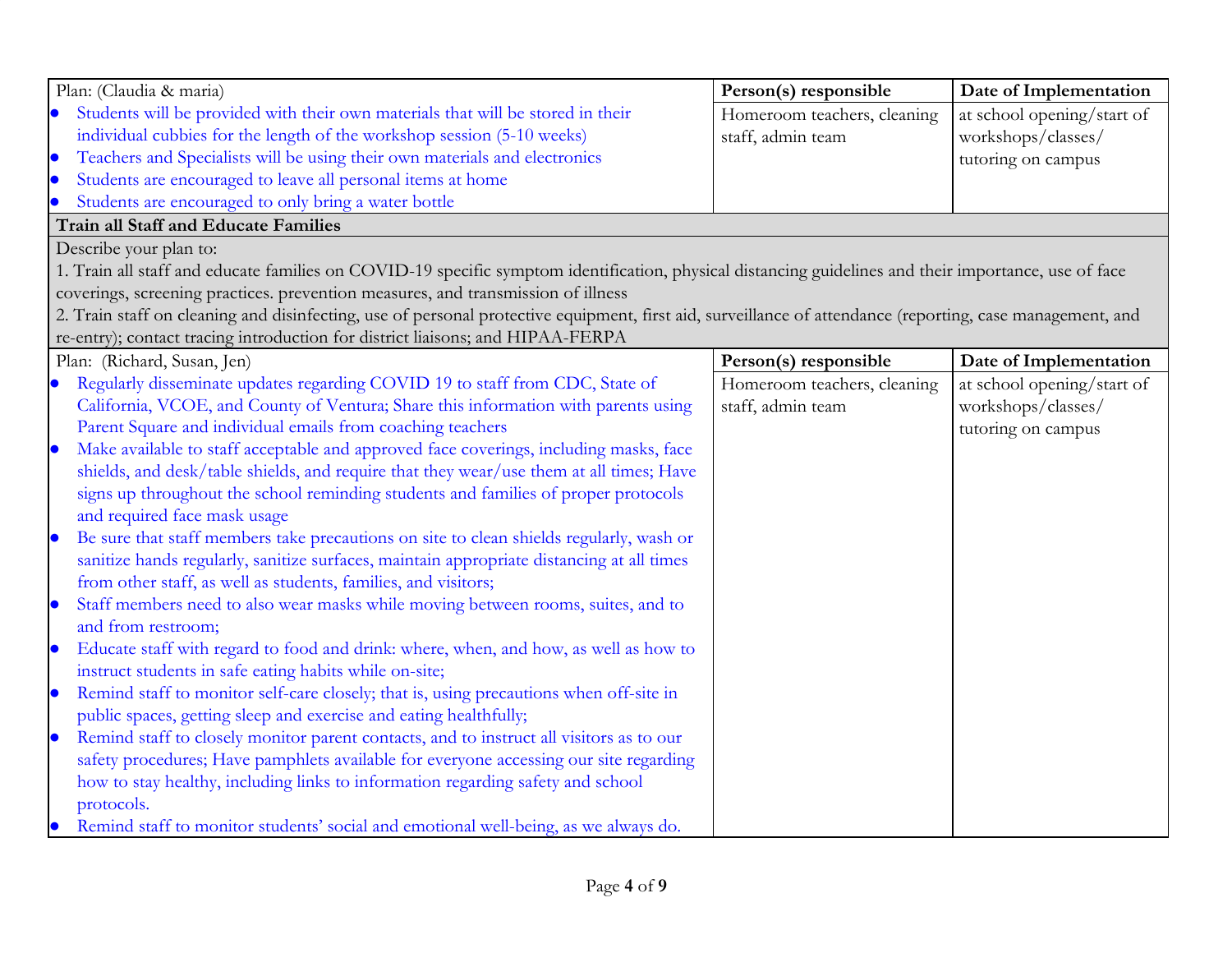| Plan: (Claudia & maria) | Person(s) responsible | Date of Implementation |
| --- | --- | --- |
| • Students will be provided with their own materials that will be stored in their individual cubbies for the length of the workshop session (5-10 weeks)<br>• Teachers and Specialists will be using their own materials and electronics<br>• Students are encouraged to leave all personal items at home<br>• Students are encouraged to only bring a water bottle | Homeroom teachers, cleaning staff, admin team | at school opening/start of workshops/classes/ tutoring on campus |

**Train all Staff and Educate Families**

Describe your plan to:
1. Train all staff and educate families on COVID-19 specific symptom identification, physical distancing guidelines and their importance, use of face coverings, screening practices. prevention measures, and transmission of illness
2. Train staff on cleaning and disinfecting, use of personal protective equipment, first aid, surveillance of attendance (reporting, case management, and re-entry); contact tracing introduction for district liaisons; and HIPAA-FERPA

| Plan: (Richard, Susan, Jen) | Person(s) responsible | Date of Implementation |
| --- | --- | --- |
| • Regularly disseminate updates regarding COVID 19 to staff from CDC, State of California, VCOE, and County of Ventura; Share this information with parents using Parent Square and individual emails from coaching teachers<br>• Make available to staff acceptable and approved face coverings, including masks, face shields, and desk/table shields, and require that they wear/use them at all times; Have signs up throughout the school reminding students and families of proper protocols and required face mask usage<br>• Be sure that staff members take precautions on site to clean shields regularly, wash or sanitize hands regularly, sanitize surfaces, maintain appropriate distancing at all times from other staff, as well as students, families, and visitors;<br>• Staff members need to also wear masks while moving between rooms, suites, and to and from restroom;<br>• Educate staff with regard to food and drink: where, when, and how, as well as how to instruct students in safe eating habits while on-site;<br>• Remind staff to monitor self-care closely; that is, using precautions when off-site in public spaces, getting sleep and exercise and eating healthfully;<br>• Remind staff to closely monitor parent contacts, and to instruct all visitors as to our safety procedures; Have pamphlets available for everyone accessing our site regarding how to stay healthy, including links to information regarding safety and school protocols.<br>• Remind staff to monitor students' social and emotional well-being, as we always do. | Homeroom teachers, cleaning staff, admin team | at school opening/start of workshops/classes/ tutoring on campus |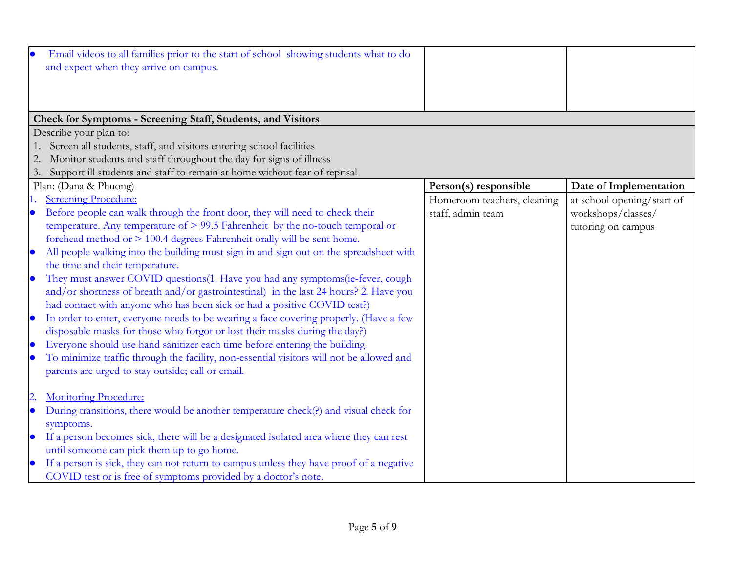| | | |
|---|---|---|
| • Email videos to all families prior to the start of school showing students what to do and expect when they arrive on campus. | | |

**Check for Symptoms - Screening Staff, Students, and Visitors**

Describe your plan to:

1. Screen all students, staff, and visitors entering school facilities
2. Monitor students and staff throughout the day for signs of illness
3. Support ill students and staff to remain at home without fear of reprisal

| Plan: (Dana & Phuong) | **Person(s) responsible** | **Date of Implementation** |
|---|---|---|
| 1. <u>Screening Procedure:</u><br>• Before people can walk through the front door, they will need to check their temperature. Any temperature of > 99.5 Fahrenheit by the no-touch temporal or forehead method or > 100.4 degrees Fahrenheit orally will be sent home.<br>• All people walking into the building must sign in and sign out on the spreadsheet with the time and their temperature.<br>• They must answer COVID questions(1. Have you had any symptoms(ie-fever, cough and/or shortness of breath and/or gastrointestinal) in the last 24 hours? 2. Have you had contact with anyone who has been sick or had a positive COVID test?)<br>• In order to enter, everyone needs to be wearing a face covering properly. (Have a few disposable masks for those who forgot or lost their masks during the day?)<br>• Everyone should use hand sanitizer each time before entering the building.<br>• To minimize traffic through the facility, non-essential visitors will not be allowed and parents are urged to stay outside; call or email.<br><br>2. <u>Monitoring Procedure:</u><br>• During transitions, there would be another temperature check(?) and visual check for symptoms.<br>• If a person becomes sick, there will be a designated isolated area where they can rest until someone can pick them up to go home.<br>• If a person is sick, they can not return to campus unless they have proof of a negative COVID test or is free of symptoms provided by a doctor's note. | Homeroom teachers, cleaning staff, admin team | at school opening/start of workshops/classes/ tutoring on campus |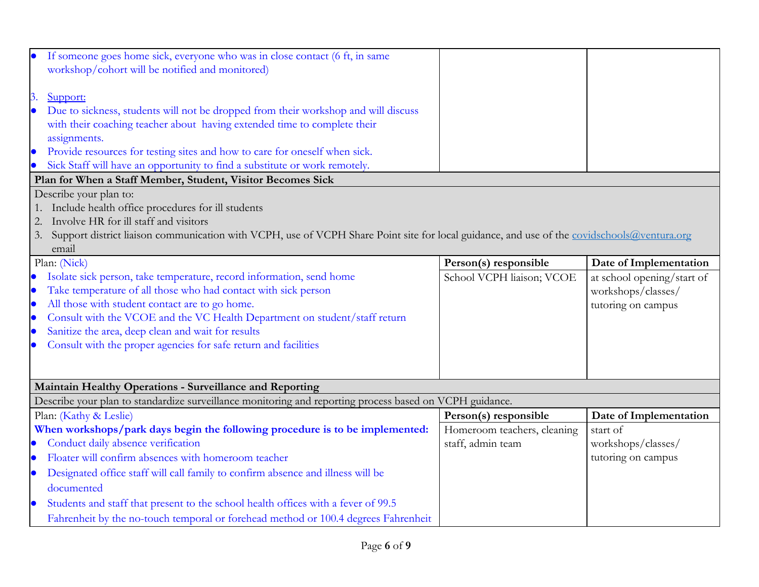| | | |
|---|---|---|
| • If someone goes home sick, everyone who was in close contact (6 ft, in same workshop/cohort will be notified and monitored)<br><br>3. Support:<br>• Due to sickness, students will not be dropped from their workshop and will discuss with their coaching teacher about having extended time to complete their assignments.<br>• Provide resources for testing sites and how to care for oneself when sick.<br>• Sick Staff will have an opportunity to find a substitute or work remotely. | | |
| **Plan for When a Staff Member, Student, Visitor Becomes Sick** | | |
| Describe your plan to:<br>1. Include health office procedures for ill students<br>2. Involve HR for ill staff and visitors<br>3. Support district liaison communication with VCPH, use of VCPH Share Point site for local guidance, and use of the covidschools@ventura.org email | | |
| Plan: (Nick) | **Person(s) responsible** | **Date of Implementation** |
| • Isolate sick person, take temperature, record information, send home<br>• Take temperature of all those who had contact with sick person<br>• All those with student contact are to go home.<br>• Consult with the VCOE and the VC Health Department on student/staff return<br>• Sanitize the area, deep clean and wait for results<br>• Consult with the proper agencies for safe return and facilities | School VCPH liaison; VCOE | at school opening/start of workshops/classes/ tutoring on campus |
| **Maintain Healthy Operations - Surveillance and Reporting** | | |
| Describe your plan to standardize surveillance monitoring and reporting process based on VCPH guidance. | | |
| Plan: (Kathy & Leslie) | **Person(s) responsible** | **Date of Implementation** |
| **When workshops/park days begin the following procedure is to be implemented:**<br>• Conduct daily absence verification<br>• Floater will confirm absences with homeroom teacher<br>• Designated office staff will call family to confirm absence and illness will be documented<br>• Students and staff that present to the school health offices with a fever of 99.5 Fahrenheit by the no-touch temporal or forehead method or 100.4 degrees Fahrenheit | Homeroom teachers, cleaning staff, admin team | start of workshops/classes/ tutoring on campus |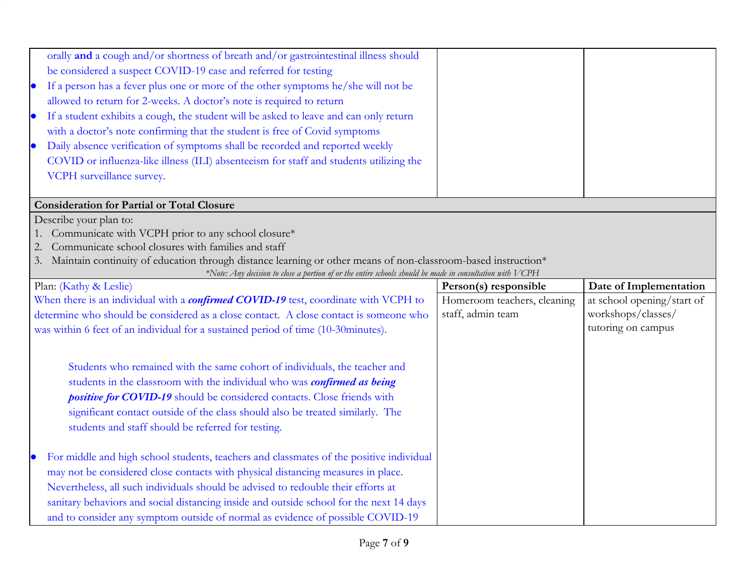| | | |
|---|---|---|
| orally **and** a cough and/or shortness of breath and/or gastrointestinal illness should be considered a suspect COVID-19 case and referred for testing<br>• If a person has a fever plus one or more of the other symptoms he/she will not be allowed to return for 2-weeks. A doctor's note is required to return<br>• If a student exhibits a cough, the student will be asked to leave and can only return with a doctor's note confirming that the student is free of Covid symptoms<br>• Daily absence verification of symptoms shall be recorded and reported weekly COVID or influenza-like illness (ILI) absenteeism for staff and students utilizing the VCPH surveillance survey. | | |

**Consideration for Partial or Total Closure**

Describe your plan to:

1. Communicate with VCPH prior to any school closure*
2. Communicate school closures with families and staff
3. Maintain continuity of education through distance learning or other means of non-classroom-based instruction*

*\*Note: Any decision to close a portion of or the entire schools should be made in consultation with VCPH*

| Plan: (Kathy & Leslie) | **Person(s) responsible** | **Date of Implementation** |
|---|---|---|
| When there is an individual with a ***confirmed COVID-19*** test, coordinate with VCPH to determine who should be considered as a close contact. A close contact is someone who was within 6 feet of an individual for a sustained period of time (10-30minutes).<br><br>Students who remained with the same cohort of individuals, the teacher and students in the classroom with the individual who was ***confirmed as being positive for COVID-19*** should be considered contacts. Close friends with significant contact outside of the class should also be treated similarly. The students and staff should be referred for testing.<br><br>• For middle and high school students, teachers and classmates of the positive individual may not be considered close contacts with physical distancing measures in place. Nevertheless, all such individuals should be advised to redouble their efforts at sanitary behaviors and social distancing inside and outside school for the next 14 days and to consider any symptom outside of normal as evidence of possible COVID-19 | Homeroom teachers, cleaning staff, admin team | at school opening/start of workshops/classes/ tutoring on campus |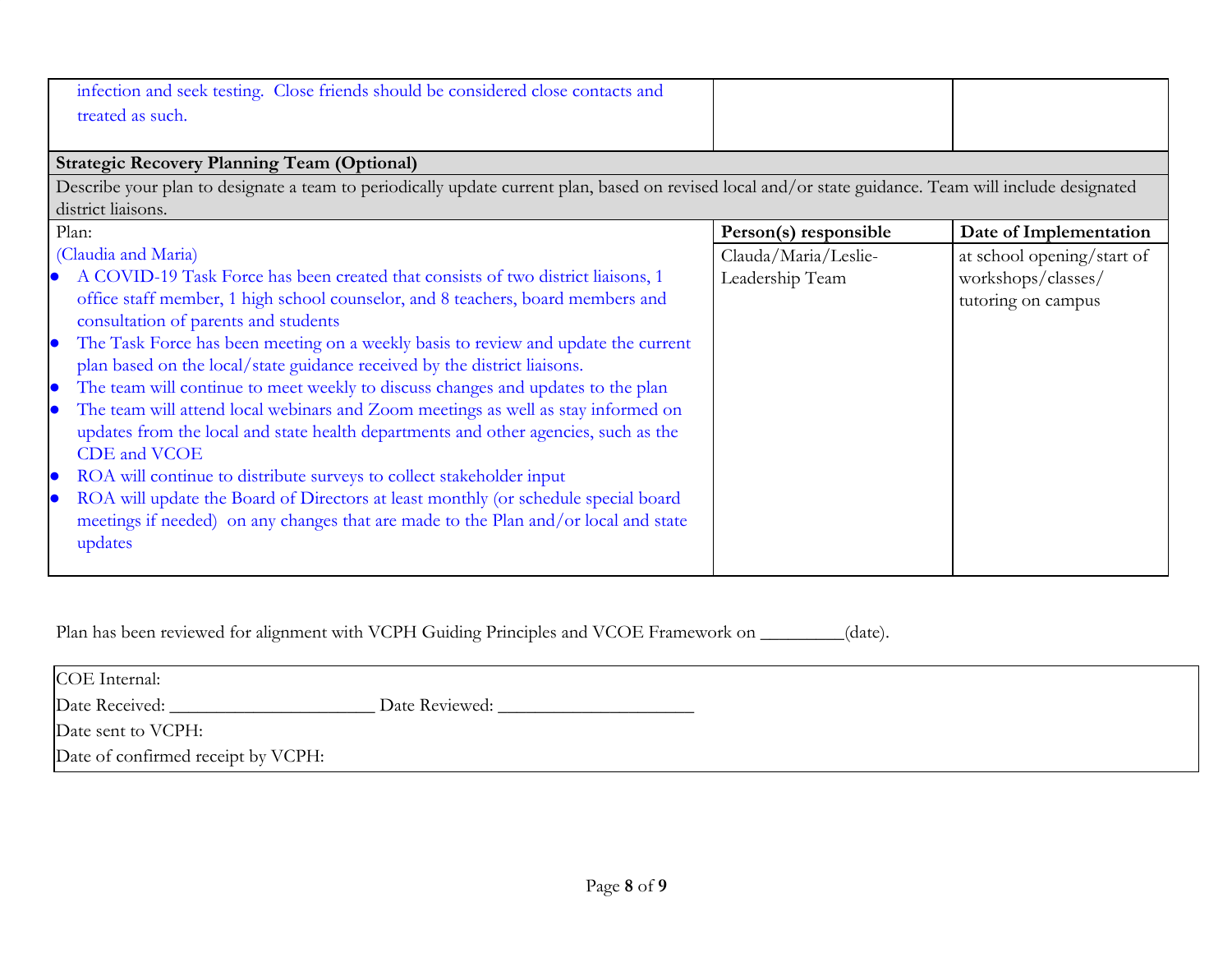| | | |
|---|---|---|
| infection and seek testing. Close friends should be considered close contacts and treated as such. | | |
| **Strategic Recovery Planning Team (Optional)** | | |
| Describe your plan to designate a team to periodically update current plan, based on revised local and/or state guidance. Team will include designated district liaisons. | | |
| Plan: | **Person(s) responsible** | **Date of Implementation** |
| (Claudia and Maria)<br>• A COVID-19 Task Force has been created that consists of two district liaisons, 1 office staff member, 1 high school counselor, and 8 teachers, board members and consultation of parents and students<br>• The Task Force has been meeting on a weekly basis to review and update the current plan based on the local/state guidance received by the district liaisons.<br>• The team will continue to meet weekly to discuss changes and updates to the plan<br>• The team will attend local webinars and Zoom meetings as well as stay informed on updates from the local and state health departments and other agencies, such as the CDE and VCOE<br>• ROA will continue to distribute surveys to collect stakeholder input<br>• ROA will update the Board of Directors at least monthly (or schedule special board meetings if needed) on any changes that are made to the Plan and/or local and state updates | Clauda/Maria/Leslie-Leadership Team | at school opening/start of workshops/classes/ tutoring on campus |

Plan has been reviewed for alignment with VCPH Guiding Principles and VCOE Framework on _________(date).

| |
|---|
| COE Internal:<br>Date Received: ______________________ Date Reviewed: _____________________<br>Date sent to VCPH:<br>Date of confirmed receipt by VCPH: |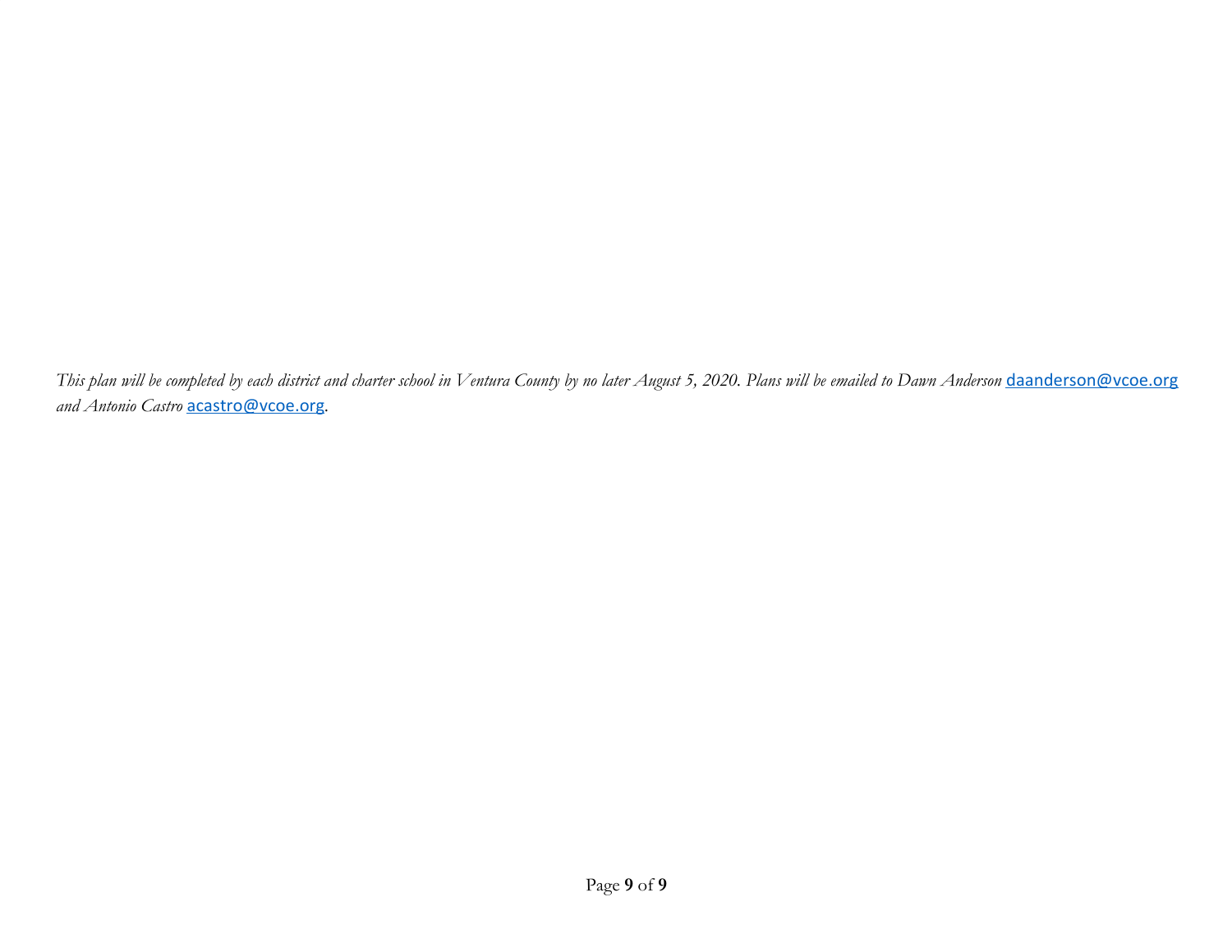*This plan will be completed by each district and charter school in Ventura County by no later August 5, 2020. Plans will be emailed to Dawn Anderson* daanderson@vcoe.org *and Antonio Castro* acastro@vcoe.org.